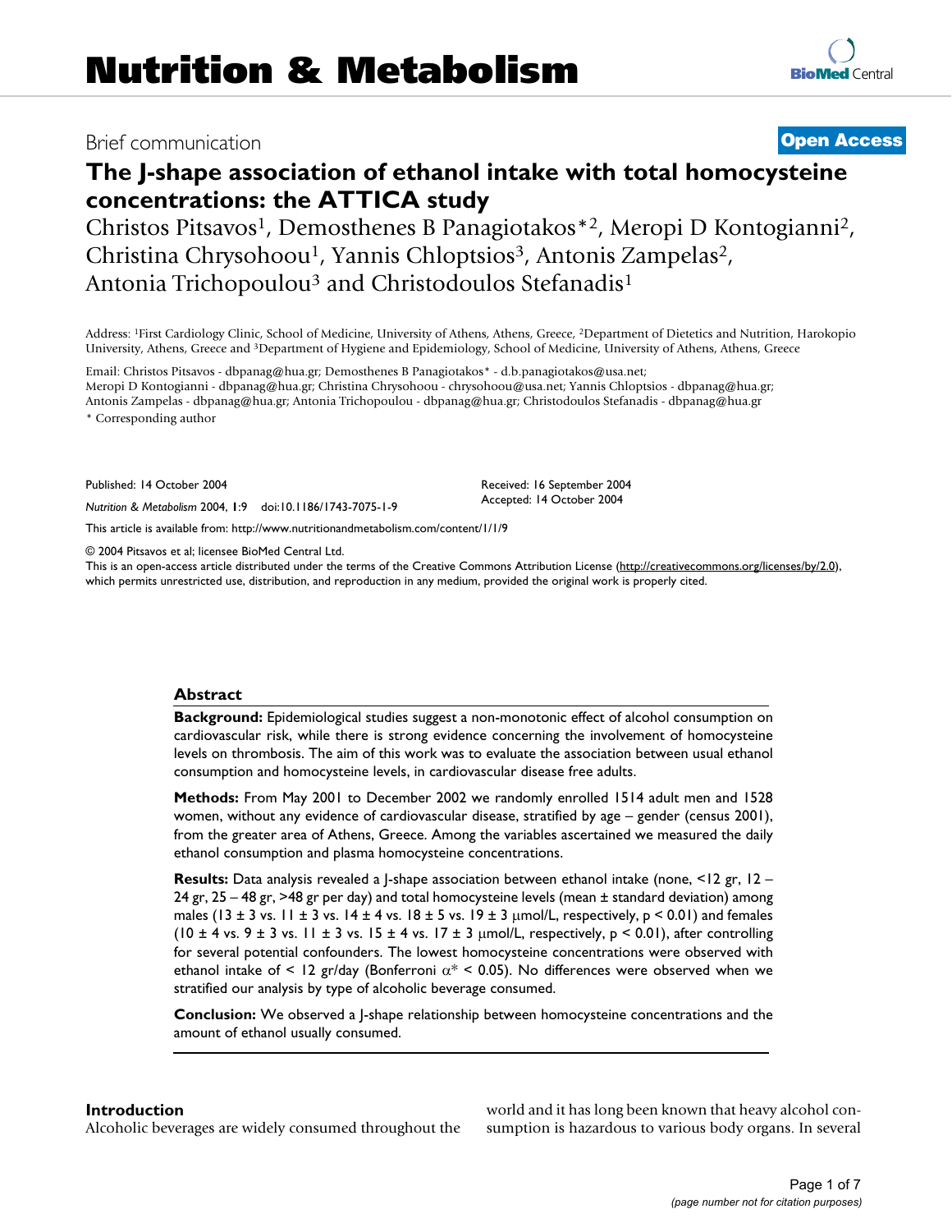Brief communication

**Open Access**

# The J-shape association of ethanol intake with total homocysteine concentrations: the ATTICA study

Christos Pitsavos[1], Demosthenes B Panagiotakos*[2], Meropi D Kontogianni[2], Christina Chrysohoou[1], Yannis Chloptsios[3], Antonis Zampelas[2], Antonia Trichopoulou[3] and Christodoulos Stefanadis[1]

Address: [1]First Cardiology Clinic, School of Medicine, University of Athens, Athens, Greece, [2]Department of Dietetics and Nutrition, Harokopio University, Athens, Greece and [3]Department of Hygiene and Epidemiology, School of Medicine, University of Athens, Athens, Greece

Email: Christos Pitsavos - dbpanag@hua.gr; Demosthenes B Panagiotakos* - d.b.panagiotakos@usa.net; Meropi D Kontogianni - dbpanag@hua.gr; Christina Chrysohoou - chrysohoou@usa.net; Yannis Chloptsios - dbpanag@hua.gr; Antonis Zampelas - dbpanag@hua.gr; Antonia Trichopoulou - dbpanag@hua.gr; Christodoulos Stefanadis - dbpanag@hua.gr

* Corresponding author

Published: 14 October 2004

*Nutrition & Metabolism* 2004, **1**:9 doi:10.1186/1743-7075-1-9

Received: 16 September 2004
Accepted: 14 October 2004

This article is available from: http://www.nutritionandmetabolism.com/content/1/1/9

© 2004 Pitsavos et al; licensee BioMed Central Ltd.
This is an open-access article distributed under the terms of the Creative Commons Attribution License (http://creativecommons.org/licenses/by/2.0), which permits unrestricted use, distribution, and reproduction in any medium, provided the original work is properly cited.

## Abstract

**Background:** Epidemiological studies suggest a non-monotonic effect of alcohol consumption on cardiovascular risk, while there is strong evidence concerning the involvement of homocysteine levels on thrombosis. The aim of this work was to evaluate the association between usual ethanol consumption and homocysteine levels, in cardiovascular disease free adults.

**Methods:** From May 2001 to December 2002 we randomly enrolled 1514 adult men and 1528 women, without any evidence of cardiovascular disease, stratified by age – gender (census 2001), from the greater area of Athens, Greece. Among the variables ascertained we measured the daily ethanol consumption and plasma homocysteine concentrations.

**Results:** Data analysis revealed a J-shape association between ethanol intake (none, <12 gr, 12 – 24 gr, 25 – 48 gr, >48 gr per day) and total homocysteine levels (mean ± standard deviation) among males (13 ± 3 vs. 11 ± 3 vs. 14 ± 4 vs. 18 ± 5 vs. 19 ± 3 μmol/L, respectively, $p < 0.01$) and females (10 ± 4 vs. 9 ± 3 vs. 11 ± 3 vs. 15 ± 4 vs. 17 ± 3 μmol/L, respectively, $p < 0.01$), after controlling for several potential confounders. The lowest homocysteine concentrations were observed with ethanol intake of < 12 gr/day (Bonferroni $\alpha^* < 0.05$). No differences were observed when we stratified our analysis by type of alcoholic beverage consumed.

**Conclusion:** We observed a J-shape relationship between homocysteine concentrations and the amount of ethanol usually consumed.

## Introduction

Alcoholic beverages are widely consumed throughout the world and it has long been known that heavy alcohol consumption is hazardous to various body organs. In several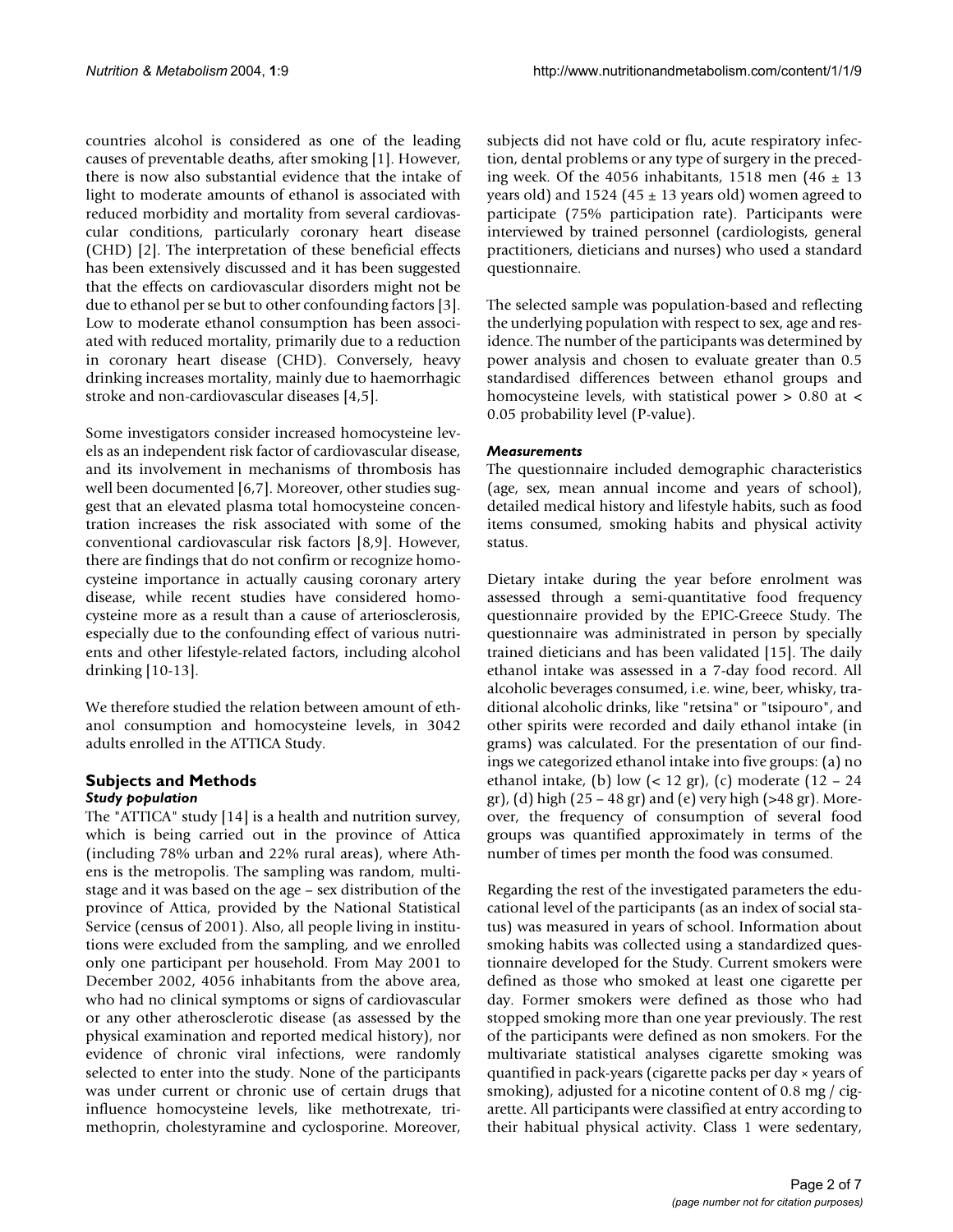countries alcohol is considered as one of the leading causes of preventable deaths, after smoking [1]. However, there is now also substantial evidence that the intake of light to moderate amounts of ethanol is associated with reduced morbidity and mortality from several cardiovascular conditions, particularly coronary heart disease (CHD) [2]. The interpretation of these beneficial effects has been extensively discussed and it has been suggested that the effects on cardiovascular disorders might not be due to ethanol per se but to other confounding factors [3]. Low to moderate ethanol consumption has been associated with reduced mortality, primarily due to a reduction in coronary heart disease (CHD). Conversely, heavy drinking increases mortality, mainly due to haemorrhagic stroke and non-cardiovascular diseases [4,5].

Some investigators consider increased homocysteine levels as an independent risk factor of cardiovascular disease, and its involvement in mechanisms of thrombosis has well been documented [6,7]. Moreover, other studies suggest that an elevated plasma total homocysteine concentration increases the risk associated with some of the conventional cardiovascular risk factors [8,9]. However, there are findings that do not confirm or recognize homocysteine importance in actually causing coronary artery disease, while recent studies have considered homocysteine more as a result than a cause of arteriosclerosis, especially due to the confounding effect of various nutrients and other lifestyle-related factors, including alcohol drinking [10-13].

We therefore studied the relation between amount of ethanol consumption and homocysteine levels, in 3042 adults enrolled in the ATTICA Study.

## Subjects and Methods

### Study population

The "ATTICA" study [14] is a health and nutrition survey, which is being carried out in the province of Attica (including 78% urban and 22% rural areas), where Athens is the metropolis. The sampling was random, multistage and it was based on the age – sex distribution of the province of Attica, provided by the National Statistical Service (census of 2001). Also, all people living in institutions were excluded from the sampling, and we enrolled only one participant per household. From May 2001 to December 2002, 4056 inhabitants from the above area, who had no clinical symptoms or signs of cardiovascular or any other atherosclerotic disease (as assessed by the physical examination and reported medical history), nor evidence of chronic viral infections, were randomly selected to enter into the study. None of the participants was under current or chronic use of certain drugs that influence homocysteine levels, like methotrexate, trimethoprin, cholestyramine and cyclosporine. Moreover, subjects did not have cold or flu, acute respiratory infection, dental problems or any type of surgery in the preceding week. Of the 4056 inhabitants, 1518 men (46 ± 13 years old) and 1524 (45 ± 13 years old) women agreed to participate (75% participation rate). Participants were interviewed by trained personnel (cardiologists, general practitioners, dieticians and nurses) who used a standard questionnaire.

The selected sample was population-based and reflecting the underlying population with respect to sex, age and residence. The number of the participants was determined by power analysis and chosen to evaluate greater than 0.5 standardised differences between ethanol groups and homocysteine levels, with statistical power > 0.80 at < 0.05 probability level (P-value).

### Measurements

The questionnaire included demographic characteristics (age, sex, mean annual income and years of school), detailed medical history and lifestyle habits, such as food items consumed, smoking habits and physical activity status.

Dietary intake during the year before enrolment was assessed through a semi-quantitative food frequency questionnaire provided by the EPIC-Greece Study. The questionnaire was administrated in person by specially trained dieticians and has been validated [15]. The daily ethanol intake was assessed in a 7-day food record. All alcoholic beverages consumed, i.e. wine, beer, whisky, traditional alcoholic drinks, like "retsina" or "tsipouro", and other spirits were recorded and daily ethanol intake (in grams) was calculated. For the presentation of our findings we categorized ethanol intake into five groups: (a) no ethanol intake, (b) low (< 12 gr), (c) moderate (12 – 24 gr), (d) high (25 – 48 gr) and (e) very high (>48 gr). Moreover, the frequency of consumption of several food groups was quantified approximately in terms of the number of times per month the food was consumed.

Regarding the rest of the investigated parameters the educational level of the participants (as an index of social status) was measured in years of school. Information about smoking habits was collected using a standardized questionnaire developed for the Study. Current smokers were defined as those who smoked at least one cigarette per day. Former smokers were defined as those who had stopped smoking more than one year previously. The rest of the participants were defined as non smokers. For the multivariate statistical analyses cigarette smoking was quantified in pack-years (cigarette packs per day × years of smoking), adjusted for a nicotine content of 0.8 mg / cigarette. All participants were classified at entry according to their habitual physical activity. Class 1 were sedentary,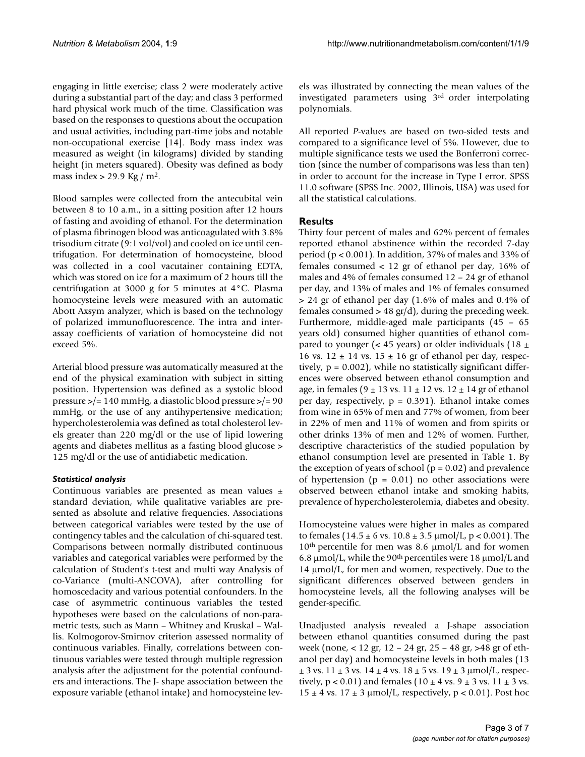engaging in little exercise; class 2 were moderately active during a substantial part of the day; and class 3 performed hard physical work much of the time. Classification was based on the responses to questions about the occupation and usual activities, including part-time jobs and notable non-occupational exercise [14]. Body mass index was measured as weight (in kilograms) divided by standing height (in meters squared). Obesity was defined as body mass index > 29.9 Kg / $m^2$.

Blood samples were collected from the antecubital vein between 8 to 10 a.m., in a sitting position after 12 hours of fasting and avoiding of ethanol. For the determination of plasma fibrinogen blood was anticoagulated with 3.8% trisodium citrate (9:1 vol/vol) and cooled on ice until centrifugation. For determination of homocysteine, blood was collected in a cool vacutainer containing EDTA, which was stored on ice for a maximum of 2 hours till the centrifugation at 3000 g for 5 minutes at 4°C. Plasma homocysteine levels were measured with an automatic Abott Axsym analyzer, which is based on the technology of polarized immunofluorescence. The intra and inter-assay coefficients of variation of homocysteine did not exceed 5%.

Arterial blood pressure was automatically measured at the end of the physical examination with subject in sitting position. Hypertension was defined as a systolic blood pressure >/= 140 mmHg, a diastolic blood pressure >/= 90 mmHg, or the use of any antihypertensive medication; hypercholesterolemia was defined as total cholesterol levels greater than 220 mg/dl or the use of lipid lowering agents and diabetes mellitus as a fasting blood glucose > 125 mg/dl or the use of antidiabetic medication.

### *Statistical analysis*

Continuous variables are presented as mean values ± standard deviation, while qualitative variables are presented as absolute and relative frequencies. Associations between categorical variables were tested by the use of contingency tables and the calculation of chi-squared test. Comparisons between normally distributed continuous variables and categorical variables were performed by the calculation of Student's t-test and multi way Analysis of co-Variance (multi-ANCOVA), after controlling for homoscedacity and various potential confounders. In the case of asymmetric continuous variables the tested hypotheses were based on the calculations of non-parametric tests, such as Mann – Whitney and Kruskal – Wallis. Kolmogorov-Smirnov criterion assessed normality of continuous variables. Finally, correlations between continuous variables were tested through multiple regression analysis after the adjustment for the potential confounders and interactions. The J- shape association between the exposure variable (ethanol intake) and homocysteine levels was illustrated by connecting the mean values of the investigated parameters using 3rd order interpolating polynomials.

All reported *P*-values are based on two-sided tests and compared to a significance level of 5%. However, due to multiple significance tests we used the Bonferroni correction (since the number of comparisons was less than ten) in order to account for the increase in Type I error. SPSS 11.0 software (SPSS Inc. 2002, Illinois, USA) was used for all the statistical calculations.

## Results

Thirty four percent of males and 62% percent of females reported ethanol abstinence within the recorded 7-day period ($p < 0.001$). In addition, 37% of males and 33% of females consumed < 12 gr of ethanol per day, 16% of males and 4% of females consumed 12 – 24 gr of ethanol per day, and 13% of males and 1% of females consumed > 24 gr of ethanol per day (1.6% of males and 0.4% of females consumed > 48 gr/d), during the preceding week. Furthermore, middle-aged male participants (45 – 65 years old) consumed higher quantities of ethanol compared to younger (< 45 years) or older individuals (18 ± 16 vs. 12 ± 14 vs. 15 ± 16 gr of ethanol per day, respectively, $p = 0.002$), while no statistically significant differences were observed between ethanol consumption and age, in females (9 ± 13 vs. 11 ± 12 vs. 12 ± 14 gr of ethanol per day, respectively, $p = 0.391$). Ethanol intake comes from wine in 65% of men and 77% of women, from beer in 22% of men and 11% of women and from spirits or other drinks 13% of men and 12% of women. Further, descriptive characteristics of the studied population by ethanol consumption level are presented in Table 1. By the exception of years of school ($p = 0.02$) and prevalence of hypertension ($p = 0.01$) no other associations were observed between ethanol intake and smoking habits, prevalence of hypercholesterolemia, diabetes and obesity.

Homocysteine values were higher in males as compared to females (14.5 ± 6 vs. 10.8 ± 3.5 μmol/L, $p < 0.001$). The 10th percentile for men was 8.6 μmol/L and for women 6.8 μmol/L, while the 90th percentiles were 18 μmol/L and 14 μmol/L, for men and women, respectively. Due to the significant differences observed between genders in homocysteine levels, all the following analyses will be gender-specific.

Unadjusted analysis revealed a J-shape association between ethanol quantities consumed during the past week (none, < 12 gr, 12 – 24 gr, 25 – 48 gr, >48 gr of ethanol per day) and homocysteine levels in both males (13 ± 3 vs. 11 ± 3 vs. 14 ± 4 vs. 18 ± 5 vs. 19 ± 3 μmol/L, respectively, $p < 0.01$) and females (10 ± 4 vs. 9 ± 3 vs. 11 ± 3 vs. 15 ± 4 vs. 17 ± 3 μmol/L, respectively, $p < 0.01$). Post hoc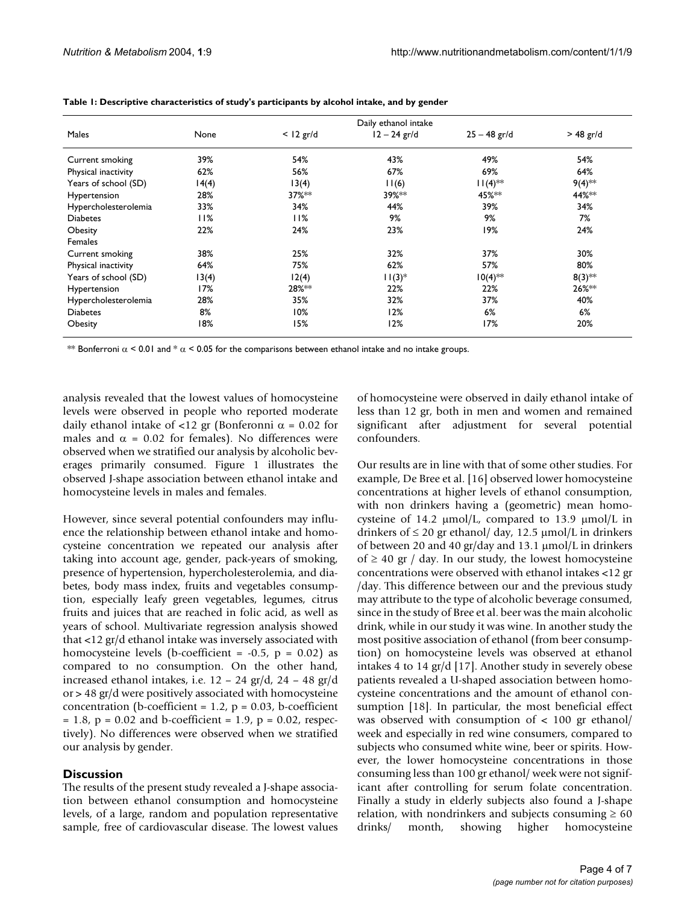**Table 1: Descriptive characteristics of study's participants by alcohol intake, and by gender**

| | Daily ethanol intake | | | | |
|---|---|---|---|---|---|
| Males | None | < 12 gr/d | 12 – 24 gr/d | 25 – 48 gr/d | > 48 gr/d |
| Current smoking | 39% | 54% | 43% | 49% | 54% |
| Physical inactivity | 62% | 56% | 67% | 69% | 64% |
| Years of school (SD) | 14(4) | 13(4) | 11(6) | 11(4)** | 9(4)** |
| Hypertension | 28% | 37%** | 39%** | 45%** | 44%** |
| Hypercholesterolemia | 33% | 34% | 44% | 39% | 34% |
| Diabetes | 11% | 11% | 9% | 9% | 7% |
| Obesity | 22% | 24% | 23% | 19% | 24% |
| Females | | | | | |
| Current smoking | 38% | 25% | 32% | 37% | 30% |
| Physical inactivity | 64% | 75% | 62% | 57% | 80% |
| Years of school (SD) | 13(4) | 12(4) | 11(3)* | 10(4)** | 8(3)** |
| Hypertension | 17% | 28%** | 22% | 22% | 26%** |
| Hypercholesterolemia | 28% | 35% | 32% | 37% | 40% |
| Diabetes | 8% | 10% | 12% | 6% | 6% |
| Obesity | 18% | 15% | 12% | 17% | 20% |

** Bonferroni $\alpha$ < 0.01 and * $\alpha$ < 0.05 for the comparisons between ethanol intake and no intake groups.

analysis revealed that the lowest values of homocysteine levels were observed in people who reported moderate daily ethanol intake of <12 gr (Bonferonni $\alpha = 0.02$ for males and $\alpha = 0.02$ for females). No differences were observed when we stratified our analysis by alcoholic beverages primarily consumed. Figure 1 illustrates the observed J-shape association between ethanol intake and homocysteine levels in males and females.

However, since several potential confounders may influence the relationship between ethanol intake and homocysteine concentration we repeated our analysis after taking into account age, gender, pack-years of smoking, presence of hypertension, hypercholesterolemia, and diabetes, body mass index, fruits and vegetables consumption, especially leafy green vegetables, legumes, citrus fruits and juices that are reached in folic acid, as well as years of school. Multivariate regression analysis showed that <12 gr/d ethanol intake was inversely associated with homocysteine levels (b-coefficient = -0.5, p = 0.02) as compared to no consumption. On the other hand, increased ethanol intakes, i.e. 12 – 24 gr/d, 24 – 48 gr/d or > 48 gr/d were positively associated with homocysteine concentration (b-coefficient = 1.2, p = 0.03, b-coefficient = 1.8, p = 0.02 and b-coefficient = 1.9, p = 0.02, respectively). No differences were observed when we stratified our analysis by gender.

## Discussion

The results of the present study revealed a J-shape association between ethanol consumption and homocysteine levels, of a large, random and population representative sample, free of cardiovascular disease. The lowest values of homocysteine were observed in daily ethanol intake of less than 12 gr, both in men and women and remained significant after adjustment for several potential confounders.

Our results are in line with that of some other studies. For example, De Bree et al. [16] observed lower homocysteine concentrations at higher levels of ethanol consumption, with non drinkers having a (geometric) mean homocysteine of 14.2 μmol/L, compared to 13.9 μmol/L in drinkers of ≤ 20 gr ethanol/ day, 12.5 μmol/L in drinkers of between 20 and 40 gr/day and 13.1 μmol/L in drinkers of ≥ 40 gr / day. In our study, the lowest homocysteine concentrations were observed with ethanol intakes <12 gr /day. This difference between our and the previous study may attribute to the type of alcoholic beverage consumed, since in the study of Bree et al. beer was the main alcoholic drink, while in our study it was wine. In another study the most positive association of ethanol (from beer consumption) on homocysteine levels was observed at ethanol intakes 4 to 14 gr/d [17]. Another study in severely obese patients revealed a U-shaped association between homocysteine concentrations and the amount of ethanol consumption [18]. In particular, the most beneficial effect was observed with consumption of < 100 gr ethanol/ week and especially in red wine consumers, compared to subjects who consumed white wine, beer or spirits. However, the lower homocysteine concentrations in those consuming less than 100 gr ethanol/ week were not significant after controlling for serum folate concentration. Finally a study in elderly subjects also found a J-shape relation, with nondrinkers and subjects consuming ≥ 60 drinks/ month, showing higher homocysteine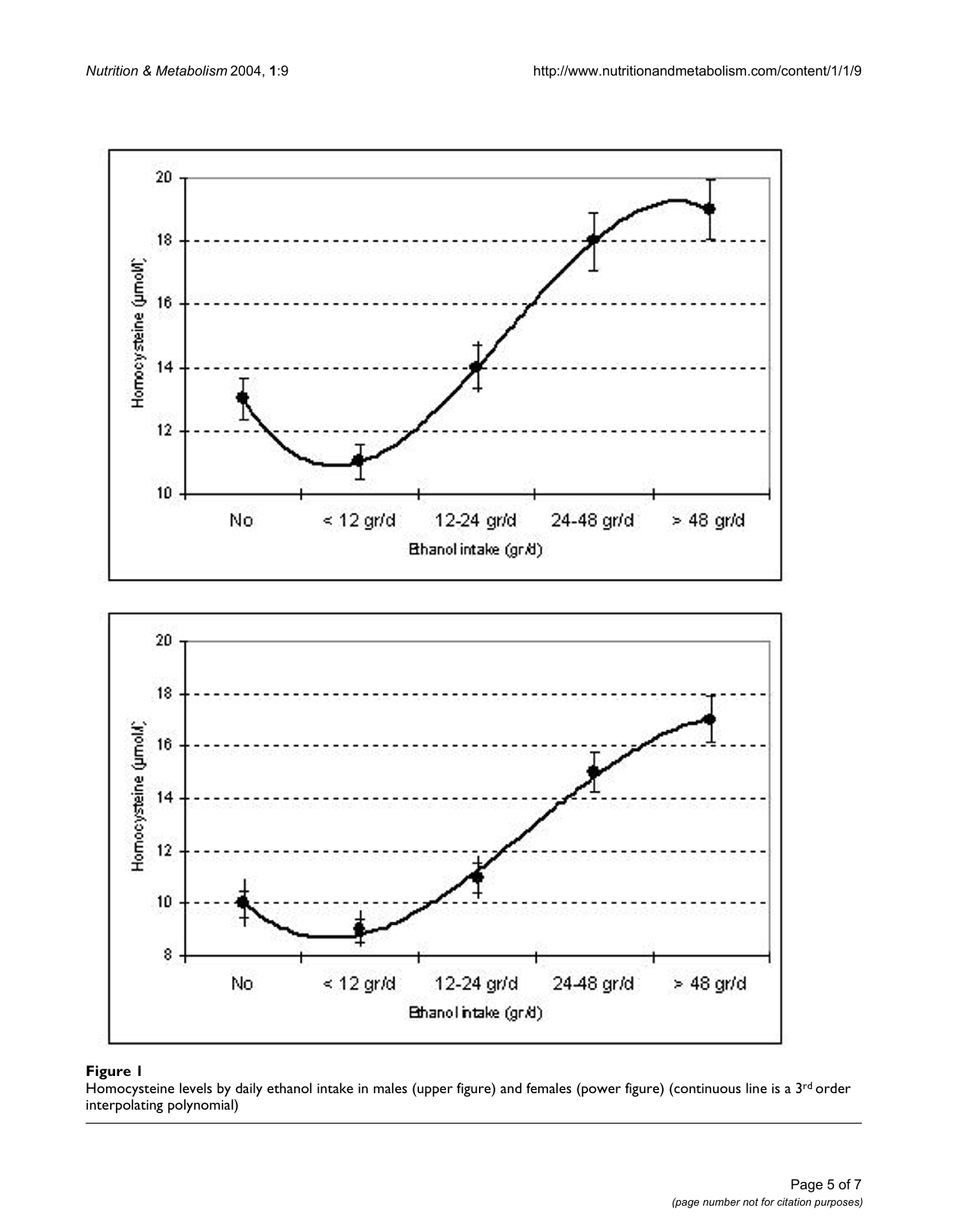**Figure 1**

Homocysteine levels by daily ethanol intake in males (upper figure) and females (power figure) (continuous line is a 3[rd] order interpolating polynomial)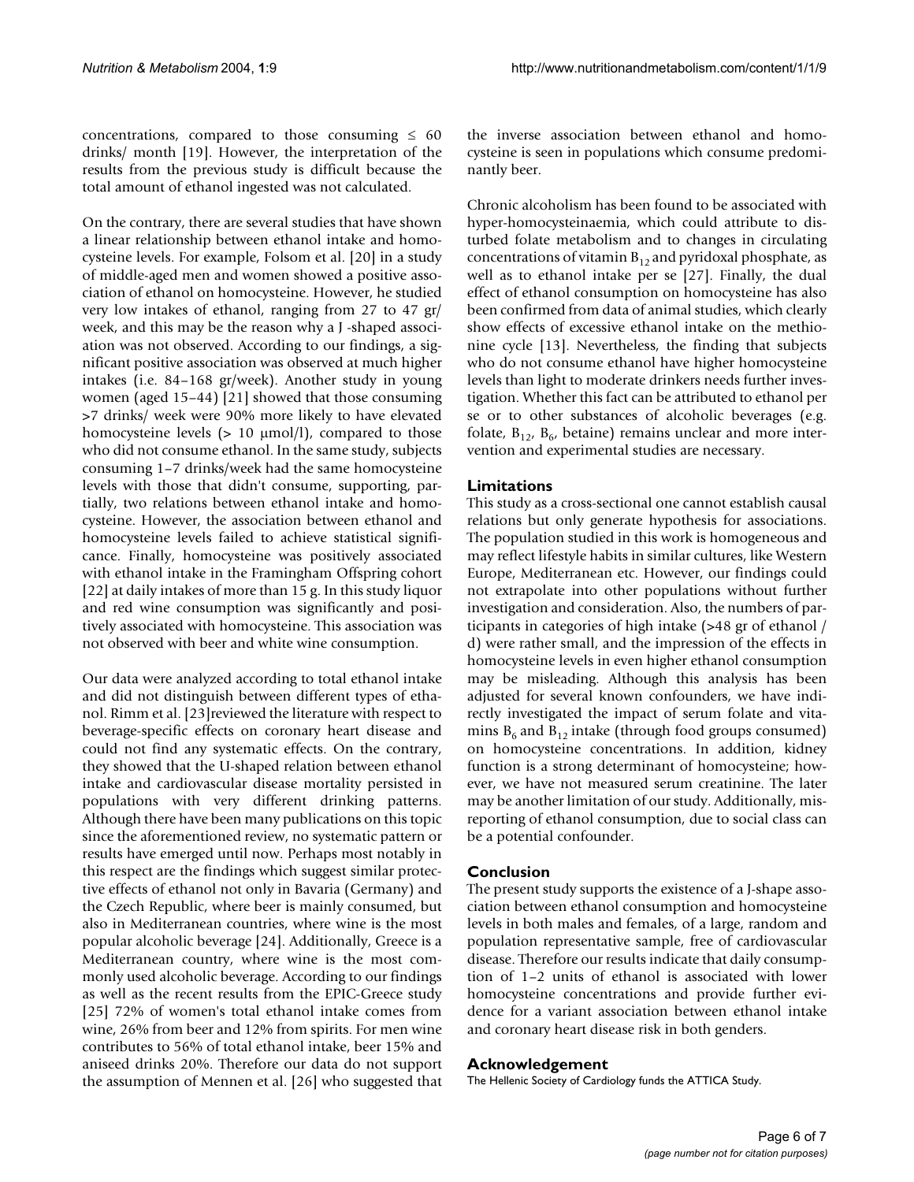concentrations, compared to those consuming ≤ 60 drinks/ month [19]. However, the interpretation of the results from the previous study is difficult because the total amount of ethanol ingested was not calculated.

On the contrary, there are several studies that have shown a linear relationship between ethanol intake and homocysteine levels. For example, Folsom et al. [20] in a study of middle-aged men and women showed a positive association of ethanol on homocysteine. However, he studied very low intakes of ethanol, ranging from 27 to 47 gr/ week, and this may be the reason why a J -shaped association was not observed. According to our findings, a significant positive association was observed at much higher intakes (i.e. 84–168 gr/week). Another study in young women (aged 15–44) [21] showed that those consuming >7 drinks/ week were 90% more likely to have elevated homocysteine levels (> 10 μmol/l), compared to those who did not consume ethanol. In the same study, subjects consuming 1–7 drinks/week had the same homocysteine levels with those that didn't consume, supporting, partially, two relations between ethanol intake and homocysteine. However, the association between ethanol and homocysteine levels failed to achieve statistical significance. Finally, homocysteine was positively associated with ethanol intake in the Framingham Offspring cohort [22] at daily intakes of more than 15 g. In this study liquor and red wine consumption was significantly and positively associated with homocysteine. This association was not observed with beer and white wine consumption.

Our data were analyzed according to total ethanol intake and did not distinguish between different types of ethanol. Rimm et al. [23]reviewed the literature with respect to beverage-specific effects on coronary heart disease and could not find any systematic effects. On the contrary, they showed that the U-shaped relation between ethanol intake and cardiovascular disease mortality persisted in populations with very different drinking patterns. Although there have been many publications on this topic since the aforementioned review, no systematic pattern or results have emerged until now. Perhaps most notably in this respect are the findings which suggest similar protective effects of ethanol not only in Bavaria (Germany) and the Czech Republic, where beer is mainly consumed, but also in Mediterranean countries, where wine is the most popular alcoholic beverage [24]. Additionally, Greece is a Mediterranean country, where wine is the most commonly used alcoholic beverage. According to our findings as well as the recent results from the EPIC-Greece study [25] 72% of women's total ethanol intake comes from wine, 26% from beer and 12% from spirits. For men wine contributes to 56% of total ethanol intake, beer 15% and aniseed drinks 20%. Therefore our data do not support the assumption of Mennen et al. [26] who suggested that the inverse association between ethanol and homocysteine is seen in populations which consume predominantly beer.

Chronic alcoholism has been found to be associated with hyper-homocysteinaemia, which could attribute to disturbed folate metabolism and to changes in circulating concentrations of vitamin $B_{12}$ and pyridoxal phosphate, as well as to ethanol intake per se [27]. Finally, the dual effect of ethanol consumption on homocysteine has also been confirmed from data of animal studies, which clearly show effects of excessive ethanol intake on the methionine cycle [13]. Nevertheless, the finding that subjects who do not consume ethanol have higher homocysteine levels than light to moderate drinkers needs further investigation. Whether this fact can be attributed to ethanol per se or to other substances of alcoholic beverages (e.g. folate, $B_{12}$, $B_6$, betaine) remains unclear and more intervention and experimental studies are necessary.

## Limitations

This study as a cross-sectional one cannot establish causal relations but only generate hypothesis for associations. The population studied in this work is homogeneous and may reflect lifestyle habits in similar cultures, like Western Europe, Mediterranean etc. However, our findings could not extrapolate into other populations without further investigation and consideration. Also, the numbers of participants in categories of high intake (>48 gr of ethanol / d) were rather small, and the impression of the effects in homocysteine levels in even higher ethanol consumption may be misleading. Although this analysis has been adjusted for several known confounders, we have indirectly investigated the impact of serum folate and vitamins $B_6$ and $B_{12}$ intake (through food groups consumed) on homocysteine concentrations. In addition, kidney function is a strong determinant of homocysteine; however, we have not measured serum creatinine. The later may be another limitation of our study. Additionally, misreporting of ethanol consumption, due to social class can be a potential confounder.

## Conclusion

The present study supports the existence of a J-shape association between ethanol consumption and homocysteine levels in both males and females, of a large, random and population representative sample, free of cardiovascular disease. Therefore our results indicate that daily consumption of 1–2 units of ethanol is associated with lower homocysteine concentrations and provide further evidence for a variant association between ethanol intake and coronary heart disease risk in both genders.

## Acknowledgement

The Hellenic Society of Cardiology funds the ATTICA Study.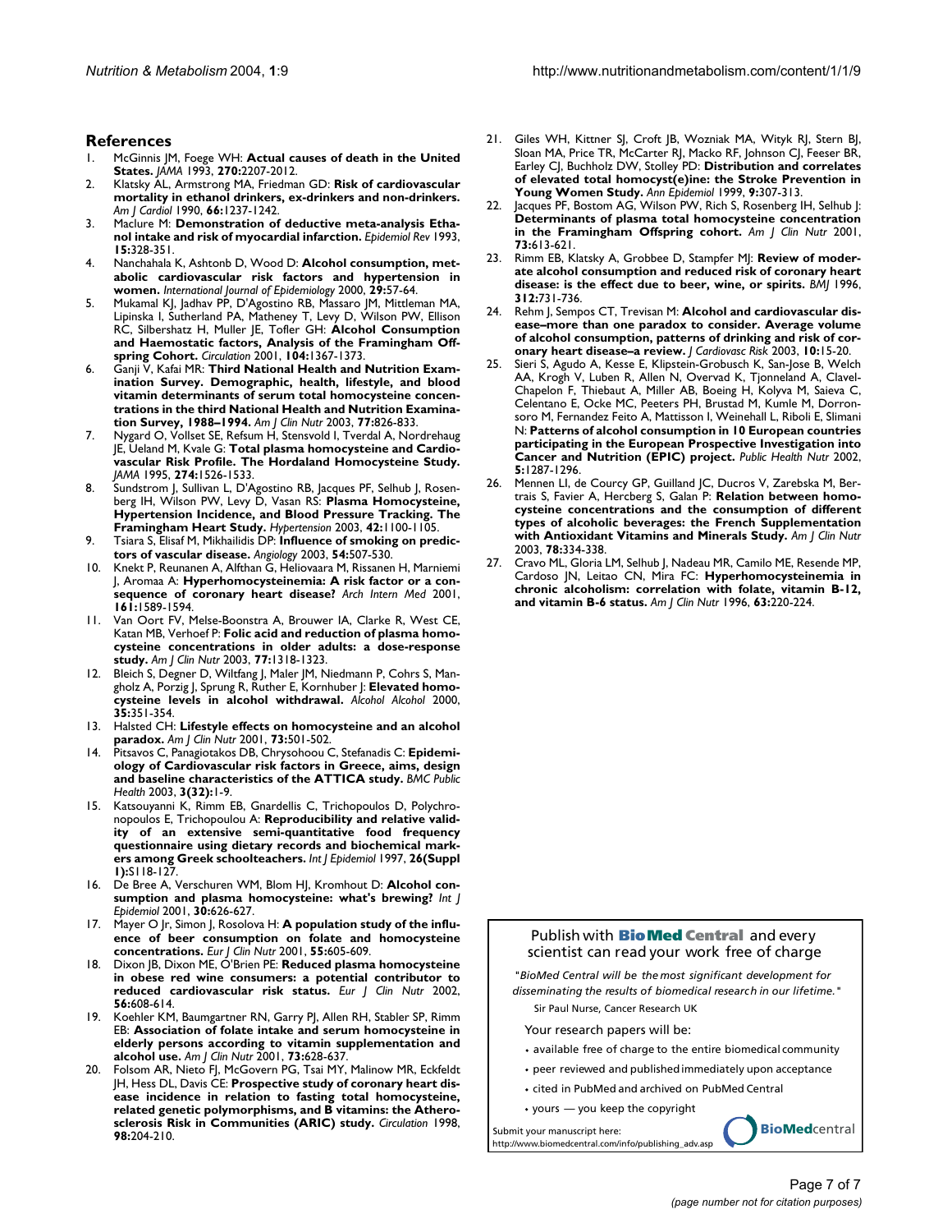## References

1. McGinnis JM, Foege WH: **Actual causes of death in the United States.** *JAMA* 1993, **270:**2207-2012.
2. Klatsky AL, Armstrong MA, Friedman GD: **Risk of cardiovascular mortality in ethanol drinkers, ex-drinkers and non-drinkers.** *Am J Cardiol* 1990, **66:**1237-1242.
3. Maclure M: **Demonstration of deductive meta-analysis Ethanol intake and risk of myocardial infarction.** *Epidemiol Rev* 1993, **15:**328-351.
4. Nanchahala K, Ashtonb D, Wood D: **Alcohol consumption, metabolic cardiovascular risk factors and hypertension in women.** *International Journal of Epidemiology* 2000, **29:**57-64.
5. Mukamal KJ, Jadhav PP, D'Agostino RB, Massaro JM, Mittleman MA, Lipinska I, Sutherland PA, Matheney T, Levy D, Wilson PW, Ellison RC, Silberhatz H, Muller JE, Tofler GH: **Alcohol Consumption and Haemostatic factors, Analysis of the Framingham Offspring Cohort.** *Circulation* 2001, **104:**1367-1373.
6. Ganji V, Kafai MR: **Third National Health and Nutrition Examination Survey. Demographic, health, lifestyle, and blood vitamin determinants of serum total homocysteine concentrations in the third National Health and Nutrition Examination Survey, 1988–1994.** *Am J Clin Nutr* 2003, **77:**826-833.
7. Nygard O, Vollset SE, Refsum H, Stensvold I, Tverdal A, Nordrehaug JE, Ueland M, Kvale G: **Total plasma homocysteine and Cardiovascular Risk Profile. The Hordaland Homocysteine Study.** *JAMA* 1995, **274:**1526-1533.
8. Sundstrom J, Sullivan L, D'Agostino RB, Jacques PF, Selhub J, Rosenberg IH, Wilson PW, Levy D, Vasan RS: **Plasma Homocysteine, Hypertension Incidence, and Blood Pressure Tracking. The Framingham Heart Study.** *Hypertension* 2003, **42:**1100-1105.
9. Tsiara S, Elisaf M, Mikhailidis DP: **Influence of smoking on predictors of vascular disease.** *Angiology* 2003, **54:**507-530.
10. Knekt P, Reunanen A, Alfthan G, Heliovaara M, Rissanen H, Marniemi J, Aromaa A: **Hyperhomocysteinemia: A risk factor or a consequence of coronary heart disease?** *Arch Intern Med* 2001, **161:**1589-1594.
11. Van Oort FV, Melse-Boonstra A, Brouwer IA, Clarke R, West CE, Katan MB, Verhoef P: **Folic acid and reduction of plasma homocysteine concentrations in older adults: a dose-response study.** *Am J Clin Nutr* 2003, **77:**1318-1323.
12. Bleich S, Degner D, Wiltfang J, Maler JM, Niedmann P, Cohrs S, Mangholz A, Porzig J, Sprung R, Ruther E, Kornhuber J: **Elevated homocysteine levels in alcohol withdrawal.** *Alcohol Alcohol* 2000, **35:**351-354.
13. Halsted CH: **Lifestyle effects on homocysteine and an alcohol paradox.** *Am J Clin Nutr* 2001, **73:**501-502.
14. Pitsavos C, Panagiotakos DB, Chrysohoou C, Stefanadis C: **Epidemiology of Cardiovascular risk factors in Greece, aims, design and baseline characteristics of the ATTICA study.** *BMC Public Health* 2003, **3(32):**1-9.
15. Katsouyanni K, Rimm EB, Gnardellis C, Trichopoulos D, Polychronopoulos E, Trichopoulou A: **Reproducibility and relative validity of an extensive semi-quantitative food frequency questionnaire using dietary records and biochemical markers among Greek schoolteachers.** *Int J Epidemiol* 1997, **26(Suppl 1):**S118-127.
16. De Bree A, Verschuren WM, Blom HJ, Kromhout D: **Alcohol consumption and plasma homocysteine: what's brewing?** *Int J Epidemiol* 2001, **30:**626-627.
17. Mayer O Jr, Simon J, Rosolova H: **A population study of the influence of beer consumption on folate and homocysteine concentrations.** *Eur J Clin Nutr* 2001, **55:**605-609.
18. Dixon JB, Dixon ME, O'Brien PE: **Reduced plasma homocysteine in obese red wine consumers: a potential contributor to reduced cardiovascular risk status.** *Eur J Clin Nutr* 2002, **56:**608-614.
19. Koehler KM, Baumgartner RN, Garry PJ, Allen RH, Stabler SP, Rimm EB: **Association of folate intake and serum homocysteine in elderly persons according to vitamin supplementation and alcohol use.** *Am J Clin Nutr* 2001, **73:**628-637.
20. Folsom AR, Nieto FJ, McGovern PG, Tsai MY, Malinow MR, Eckfeldt JH, Hess DL, Davis CE: **Prospective study of coronary heart disease incidence in relation to fasting total homocysteine, related genetic polymorphisms, and B vitamins: the Atherosclerosis Risk in Communities (ARIC) study.** *Circulation* 1998, **98:**204-210.
21. Giles WH, Kittner SJ, Croft JB, Wozniak MA, Wityk RJ, Stern BJ, Sloan MA, Price TR, McCarter RJ, Macko RF, Johnson CJ, Feeser BR, Earley CJ, Buchholz DW, Stolley PD: **Distribution and correlates of elevated total homocyst(e)ine: the Stroke Prevention in Young Women Study.** *Ann Epidemiol* 1999, **9:**307-313.
22. Jacques PF, Bostom AG, Wilson PW, Rich S, Rosenberg IH, Selhub J: **Determinants of plasma total homocysteine concentration in the Framingham Offspring cohort.** *Am J Clin Nutr* 2001, **73:**613-621.
23. Rimm EB, Klatsky A, Grobbee D, Stampfer MJ: **Review of moderate alcohol consumption and reduced risk of coronary heart disease: is the effect due to beer, wine, or spirits.** *BMJ* 1996, **312:**731-736.
24. Rehm J, Sempos CT, Trevisan M: **Alcohol and cardiovascular disease–more than one paradox to consider. Average volume of alcohol consumption, patterns of drinking and risk of coronary heart disease–a review.** *J Cardiovasc Risk* 2003, **10:**15-20.
25. Sieri S, Agudo A, Kesse E, Klipstein-Grobusch K, San-Jose B, Welch AA, Krogh V, Luben R, Allen N, Overvad K, Tjonneland A, Clavel-Chapelon F, Thiebaut A, Miller AB, Boeing H, Kolyva M, Saieva C, Celentano E, Ocke MC, Peeters PH, Brustad M, Kumle M, Dorronsoro M, Fernandez Feito A, Mattisson I, Weinehall L, Riboli E, Slimani N: **Patterns of alcohol consumption in 10 European countries participating in the European Prospective Investigation into Cancer and Nutrition (EPIC) project.** *Public Health Nutr* 2002, **5:**1287-1296.
26. Mennen LI, de Courcy GP, Guilland JC, Ducros V, Zarebska M, Bertrais S, Favier A, Hercberg S, Galan P: **Relation between homocysteine concentrations and the consumption of different types of alcoholic beverages: the French Supplementation with Antioxidant Vitamins and Minerals Study.** *Am J Clin Nutr* 2003, **78:**334-338.
27. Cravo ML, Gloria LM, Selhub J, Nadeau MR, Camilo ME, Resende MP, Cardoso JN, Leitao CN, Mira FC: **Hyperhomocysteinemia in chronic alcoholism: correlation with folate, vitamin B-12, and vitamin B-6 status.** *Am J Clin Nutr* 1996, **63:**220-224.

Publish with **BioMed Central** and every scientist can read your work free of charge

*"BioMed Central will be the most significant development for disseminating the results of biomedical research in our lifetime."*

Sir Paul Nurse, Cancer Research UK

Your research papers will be:

- available free of charge to the entire biomedical community
- peer reviewed and published immediately upon acceptance
- cited in PubMed and archived on PubMed Central
- yours — you keep the copyright

Submit your manuscript here:
http://www.biomedcentral.com/info/publishing_adv.asp

BioMedcentral